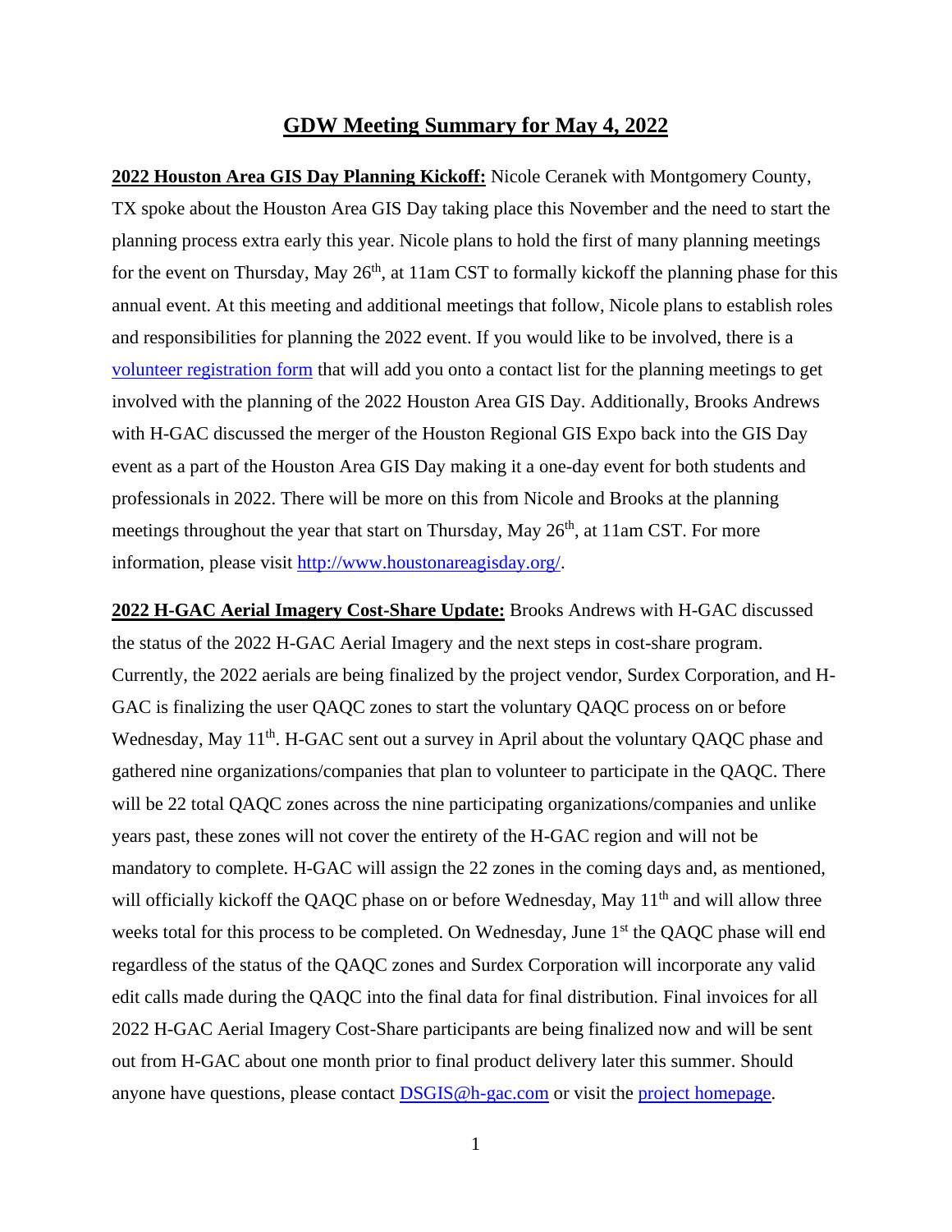# GDW Meeting Summary for May 4, 2022

**2022 Houston Area GIS Day Planning Kickoff:** Nicole Ceranek with Montgomery County, TX spoke about the Houston Area GIS Day taking place this November and the need to start the planning process extra early this year. Nicole plans to hold the first of many planning meetings for the event on Thursday, May 26th, at 11am CST to formally kickoff the planning phase for this annual event. At this meeting and additional meetings that follow, Nicole plans to establish roles and responsibilities for planning the 2022 event. If you would like to be involved, there is a volunteer registration form that will add you onto a contact list for the planning meetings to get involved with the planning of the 2022 Houston Area GIS Day. Additionally, Brooks Andrews with H-GAC discussed the merger of the Houston Regional GIS Expo back into the GIS Day event as a part of the Houston Area GIS Day making it a one-day event for both students and professionals in 2022. There will be more on this from Nicole and Brooks at the planning meetings throughout the year that start on Thursday, May 26th, at 11am CST. For more information, please visit http://www.houstonareagisday.org/.

**2022 H-GAC Aerial Imagery Cost-Share Update:** Brooks Andrews with H-GAC discussed the status of the 2022 H-GAC Aerial Imagery and the next steps in cost-share program. Currently, the 2022 aerials are being finalized by the project vendor, Surdex Corporation, and H-GAC is finalizing the user QAQC zones to start the voluntary QAQC process on or before Wednesday, May 11th. H-GAC sent out a survey in April about the voluntary QAQC phase and gathered nine organizations/companies that plan to volunteer to participate in the QAQC. There will be 22 total QAQC zones across the nine participating organizations/companies and unlike years past, these zones will not cover the entirety of the H-GAC region and will not be mandatory to complete. H-GAC will assign the 22 zones in the coming days and, as mentioned, will officially kickoff the QAQC phase on or before Wednesday, May 11th and will allow three weeks total for this process to be completed. On Wednesday, June 1st the QAQC phase will end regardless of the status of the QAQC zones and Surdex Corporation will incorporate any valid edit calls made during the QAQC into the final data for final distribution. Final invoices for all 2022 H-GAC Aerial Imagery Cost-Share participants are being finalized now and will be sent out from H-GAC about one month prior to final product delivery later this summer. Should anyone have questions, please contact DSGIS@h-gac.com or visit the project homepage.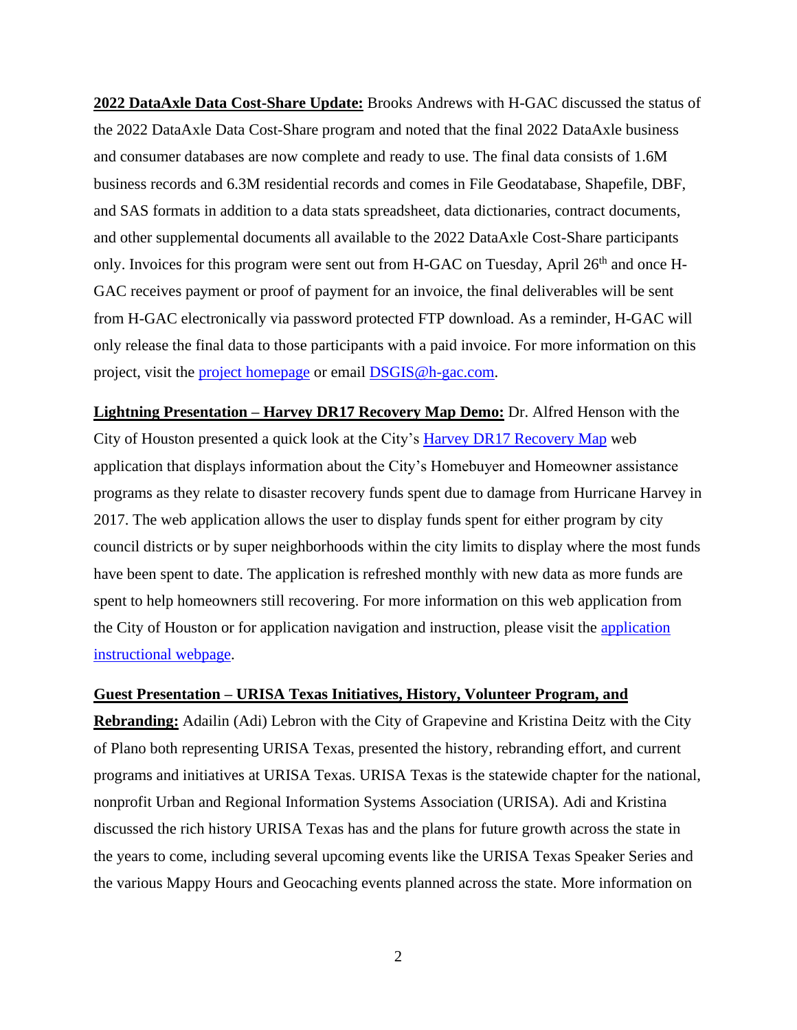**2022 DataAxle Data Cost-Share Update:** Brooks Andrews with H-GAC discussed the status of the 2022 DataAxle Data Cost-Share program and noted that the final 2022 DataAxle business and consumer databases are now complete and ready to use. The final data consists of 1.6M business records and 6.3M residential records and comes in File Geodatabase, Shapefile, DBF, and SAS formats in addition to a data stats spreadsheet, data dictionaries, contract documents, and other supplemental documents all available to the 2022 DataAxle Cost-Share participants only. Invoices for this program were sent out from H-GAC on Tuesday, April 26th and once H-GAC receives payment or proof of payment for an invoice, the final deliverables will be sent from H-GAC electronically via password protected FTP download. As a reminder, H-GAC will only release the final data to those participants with a paid invoice. For more information on this project, visit the project homepage or email DSGIS@h-gac.com.

**Lightning Presentation – Harvey DR17 Recovery Map Demo:** Dr. Alfred Henson with the City of Houston presented a quick look at the City's Harvey DR17 Recovery Map web application that displays information about the City's Homebuyer and Homeowner assistance programs as they relate to disaster recovery funds spent due to damage from Hurricane Harvey in 2017. The web application allows the user to display funds spent for either program by city council districts or by super neighborhoods within the city limits to display where the most funds have been spent to date. The application is refreshed monthly with new data as more funds are spent to help homeowners still recovering. For more information on this web application from the City of Houston or for application navigation and instruction, please visit the application instructional webpage.

**Guest Presentation – URISA Texas Initiatives, History, Volunteer Program, and Rebranding:** Adailin (Adi) Lebron with the City of Grapevine and Kristina Deitz with the City of Plano both representing URISA Texas, presented the history, rebranding effort, and current programs and initiatives at URISA Texas. URISA Texas is the statewide chapter for the national, nonprofit Urban and Regional Information Systems Association (URISA). Adi and Kristina discussed the rich history URISA Texas has and the plans for future growth across the state in the years to come, including several upcoming events like the URISA Texas Speaker Series and the various Mappy Hours and Geocaching events planned across the state. More information on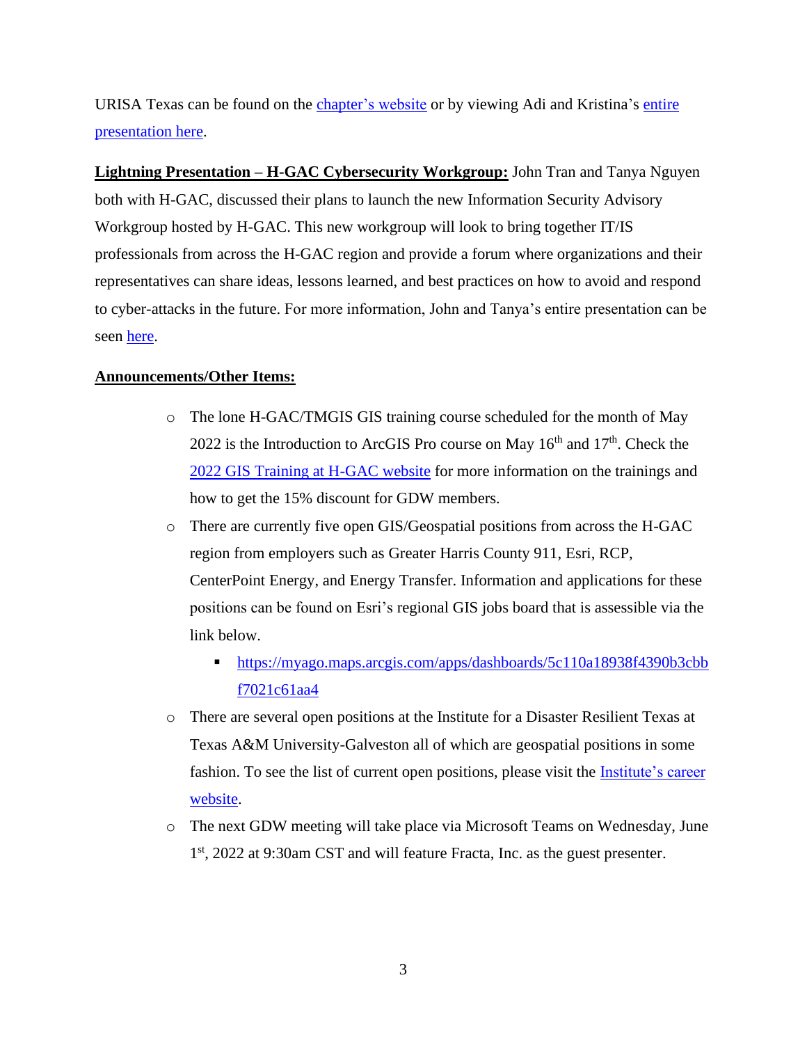URISA Texas can be found on the chapter's website or by viewing Adi and Kristina's entire presentation here.

**Lightning Presentation – H-GAC Cybersecurity Workgroup:** John Tran and Tanya Nguyen both with H-GAC, discussed their plans to launch the new Information Security Advisory Workgroup hosted by H-GAC. This new workgroup will look to bring together IT/IS professionals from across the H-GAC region and provide a forum where organizations and their representatives can share ideas, lessons learned, and best practices on how to avoid and respond to cyber-attacks in the future. For more information, John and Tanya's entire presentation can be seen here.

**Announcements/Other Items:**

- The lone H-GAC/TMGIS GIS training course scheduled for the month of May 2022 is the Introduction to ArcGIS Pro course on May 16th and 17th. Check the 2022 GIS Training at H-GAC website for more information on the trainings and how to get the 15% discount for GDW members.
- There are currently five open GIS/Geospatial positions from across the H-GAC region from employers such as Greater Harris County 911, Esri, RCP, CenterPoint Energy, and Energy Transfer. Information and applications for these positions can be found on Esri's regional GIS jobs board that is assessible via the link below.
  - https://myago.maps.arcgis.com/apps/dashboards/5c110a18938f4390b3cbbf7021c61aa4
- There are several open positions at the Institute for a Disaster Resilient Texas at Texas A&M University-Galveston all of which are geospatial positions in some fashion. To see the list of current open positions, please visit the Institute's career website.
- The next GDW meeting will take place via Microsoft Teams on Wednesday, June 1st, 2022 at 9:30am CST and will feature Fracta, Inc. as the guest presenter.